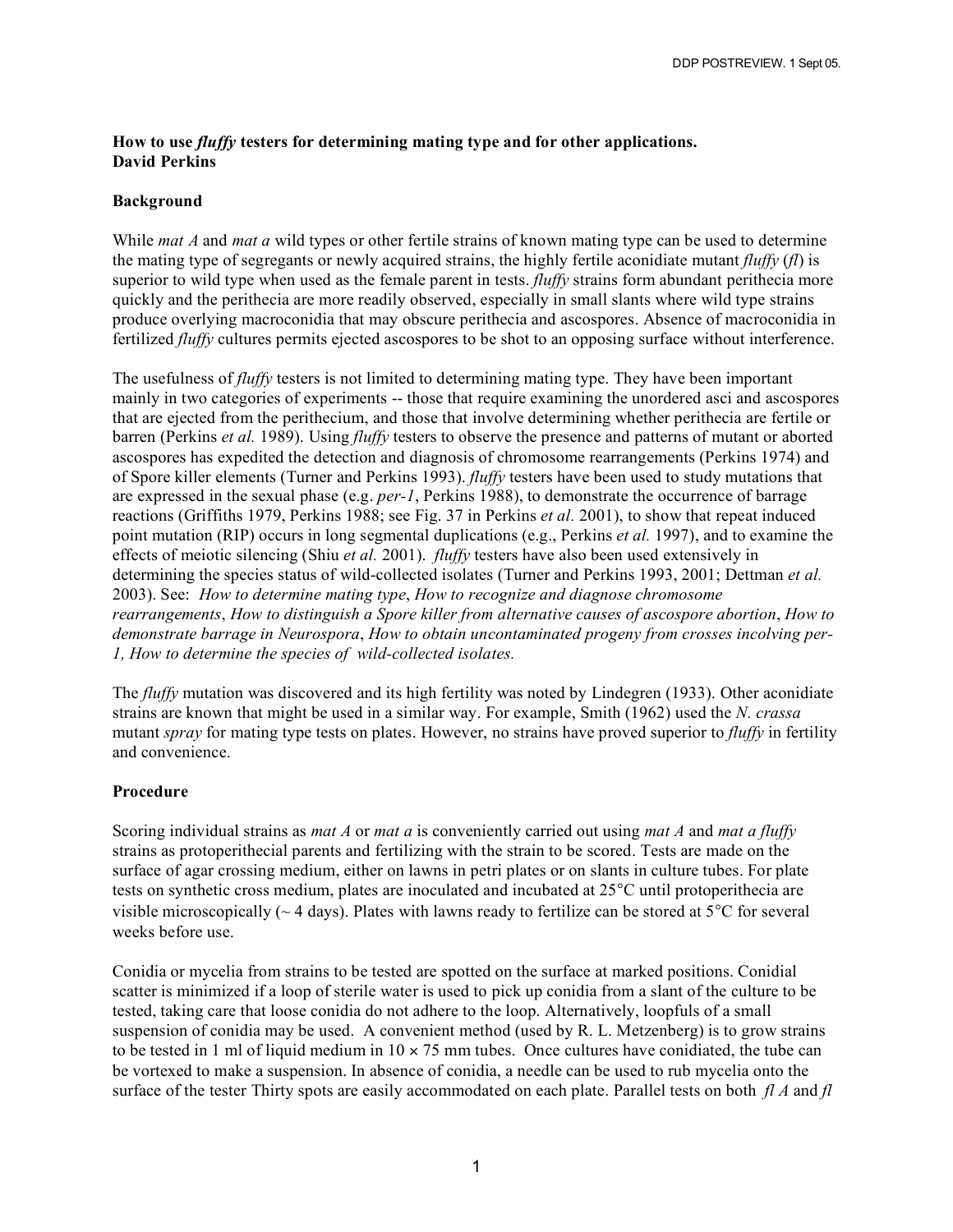**How to use *fluffy* testers for determining mating type and for other applications.**
**David Perkins**

## Background

While *mat A* and *mat a* wild types or other fertile strains of known mating type can be used to determine the mating type of segregants or newly acquired strains, the highly fertile aconidiate mutant *fluffy* (*fl*) is superior to wild type when used as the female parent in tests. *fluffy* strains form abundant perithecia more quickly and the perithecia are more readily observed, especially in small slants where wild type strains produce overlying macroconidia that may obscure perithecia and ascospores. Absence of macroconidia in fertilized *fluffy* cultures permits ejected ascospores to be shot to an opposing surface without interference.

The usefulness of *fluffy* testers is not limited to determining mating type. They have been important mainly in two categories of experiments -- those that require examining the unordered asci and ascospores that are ejected from the perithecium, and those that involve determining whether perithecia are fertile or barren (Perkins *et al.* 1989). Using *fluffy* testers to observe the presence and patterns of mutant or aborted ascospores has expedited the detection and diagnosis of chromosome rearrangements (Perkins 1974) and of Spore killer elements (Turner and Perkins 1993). *fluffy* testers have been used to study mutations that are expressed in the sexual phase (e.g. *per-1*, Perkins 1988), to demonstrate the occurrence of barrage reactions (Griffiths 1979, Perkins 1988; see Fig. 37 in Perkins *et al.* 2001), to show that repeat induced point mutation (RIP) occurs in long segmental duplications (e.g., Perkins *et al.* 1997), and to examine the effects of meiotic silencing (Shiu *et al.* 2001). *fluffy* testers have also been used extensively in determining the species status of wild-collected isolates (Turner and Perkins 1993, 2001; Dettman *et al.* 2003). See: *How to determine mating type*, *How to recognize and diagnose chromosome rearrangements*, *How to distinguish a Spore killer from alternative causes of ascospore abortion*, *How to demonstrate barrage in Neurospora*, *How to obtain uncontaminated progeny from crosses incolving per-1, How to determine the species of wild-collected isolates.*

The *fluffy* mutation was discovered and its high fertility was noted by Lindegren (1933). Other aconidiate strains are known that might be used in a similar way. For example, Smith (1962) used the *N. crassa* mutant *spray* for mating type tests on plates. However, no strains have proved superior to *fluffy* in fertility and convenience.

## Procedure

Scoring individual strains as *mat A* or *mat a* is conveniently carried out using *mat A* and *mat a fluffy* strains as protoperithecial parents and fertilizing with the strain to be scored. Tests are made on the surface of agar crossing medium, either on lawns in petri plates or on slants in culture tubes. For plate tests on synthetic cross medium, plates are inoculated and incubated at 25°C until protoperithecia are visible microscopically (~ 4 days). Plates with lawns ready to fertilize can be stored at 5°C for several weeks before use.

Conidia or mycelia from strains to be tested are spotted on the surface at marked positions. Conidial scatter is minimized if a loop of sterile water is used to pick up conidia from a slant of the culture to be tested, taking care that loose conidia do not adhere to the loop. Alternatively, loopfuls of a small suspension of conidia may be used. A convenient method (used by R. L. Metzenberg) is to grow strains to be tested in 1 ml of liquid medium in 10 × 75 mm tubes. Once cultures have conidiated, the tube can be vortexed to make a suspension. In absence of conidia, a needle can be used to rub mycelia onto the surface of the tester Thirty spots are easily accommodated on each plate. Parallel tests on both *fl A* and *fl*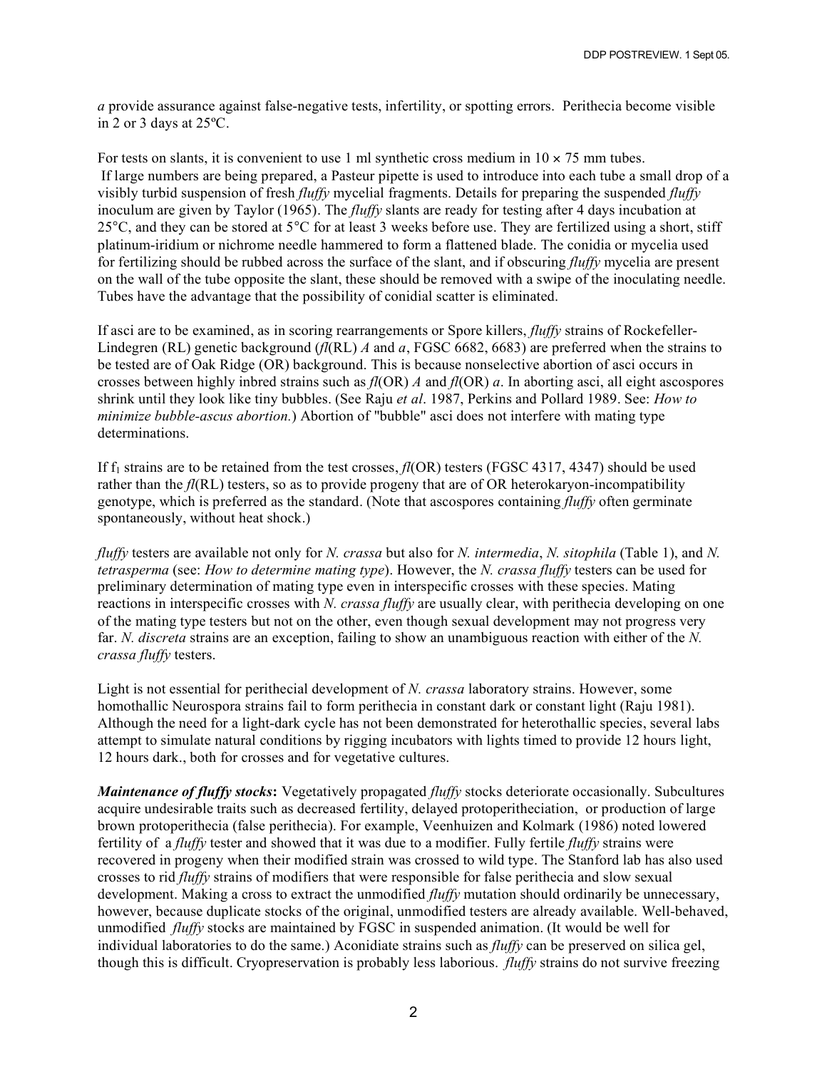*a* provide assurance against false-negative tests, infertility, or spotting errors. Perithecia become visible in 2 or 3 days at 25ºC.

For tests on slants, it is convenient to use 1 ml synthetic cross medium in 10 × 75 mm tubes. If large numbers are being prepared, a Pasteur pipette is used to introduce into each tube a small drop of a visibly turbid suspension of fresh *fluffy* mycelial fragments. Details for preparing the suspended *fluffy* inoculum are given by Taylor (1965). The *fluffy* slants are ready for testing after 4 days incubation at 25°C, and they can be stored at 5°C for at least 3 weeks before use. They are fertilized using a short, stiff platinum-iridium or nichrome needle hammered to form a flattened blade. The conidia or mycelia used for fertilizing should be rubbed across the surface of the slant, and if obscuring *fluffy* mycelia are present on the wall of the tube opposite the slant, these should be removed with a swipe of the inoculating needle. Tubes have the advantage that the possibility of conidial scatter is eliminated.

If asci are to be examined, as in scoring rearrangements or Spore killers, *fluffy* strains of Rockefeller-Lindegren (RL) genetic background (*fl*(RL) *A* and *a*, FGSC 6682, 6683) are preferred when the strains to be tested are of Oak Ridge (OR) background. This is because nonselective abortion of asci occurs in crosses between highly inbred strains such as *fl*(OR) *A* and *fl*(OR) *a*. In aborting asci, all eight ascospores shrink until they look like tiny bubbles. (See Raju *et al*. 1987, Perkins and Pollard 1989. See: *How to minimize bubble-ascus abortion.*) Abortion of "bubble" asci does not interfere with mating type determinations.

If $f_1$ strains are to be retained from the test crosses, *fl*(OR) testers (FGSC 4317, 4347) should be used rather than the *fl*(RL) testers, so as to provide progeny that are of OR heterokaryon-incompatibility genotype, which is preferred as the standard. (Note that ascospores containing *fluffy* often germinate spontaneously, without heat shock.)

*fluffy* testers are available not only for *N. crassa* but also for *N. intermedia*, *N. sitophila* (Table 1), and *N. tetrasperma* (see: *How to determine mating type*). However, the *N. crassa fluffy* testers can be used for preliminary determination of mating type even in interspecific crosses with these species. Mating reactions in interspecific crosses with *N. crassa fluffy* are usually clear, with perithecia developing on one of the mating type testers but not on the other, even though sexual development may not progress very far. *N. discreta* strains are an exception, failing to show an unambiguous reaction with either of the *N. crassa fluffy* testers.

Light is not essential for perithecial development of *N. crassa* laboratory strains. However, some homothallic Neurospora strains fail to form perithecia in constant dark or constant light (Raju 1981). Although the need for a light-dark cycle has not been demonstrated for heterothallic species, several labs attempt to simulate natural conditions by rigging incubators with lights timed to provide 12 hours light, 12 hours dark., both for crosses and for vegetative cultures.

***Maintenance of fluffy stocks*:** Vegetatively propagated *fluffy* stocks deteriorate occasionally. Subcultures acquire undesirable traits such as decreased fertility, delayed protoperitheciation, or production of large brown protoperithecia (false perithecia). For example, Veenhuizen and Kolmark (1986) noted lowered fertility of a *fluffy* tester and showed that it was due to a modifier. Fully fertile *fluffy* strains were recovered in progeny when their modified strain was crossed to wild type. The Stanford lab has also used crosses to rid *fluffy* strains of modifiers that were responsible for false perithecia and slow sexual development. Making a cross to extract the unmodified *fluffy* mutation should ordinarily be unnecessary, however, because duplicate stocks of the original, unmodified testers are already available. Well-behaved, unmodified *fluffy* stocks are maintained by FGSC in suspended animation. (It would be well for individual laboratories to do the same.) Aconidiate strains such as *fluffy* can be preserved on silica gel, though this is difficult. Cryopreservation is probably less laborious. *fluffy* strains do not survive freezing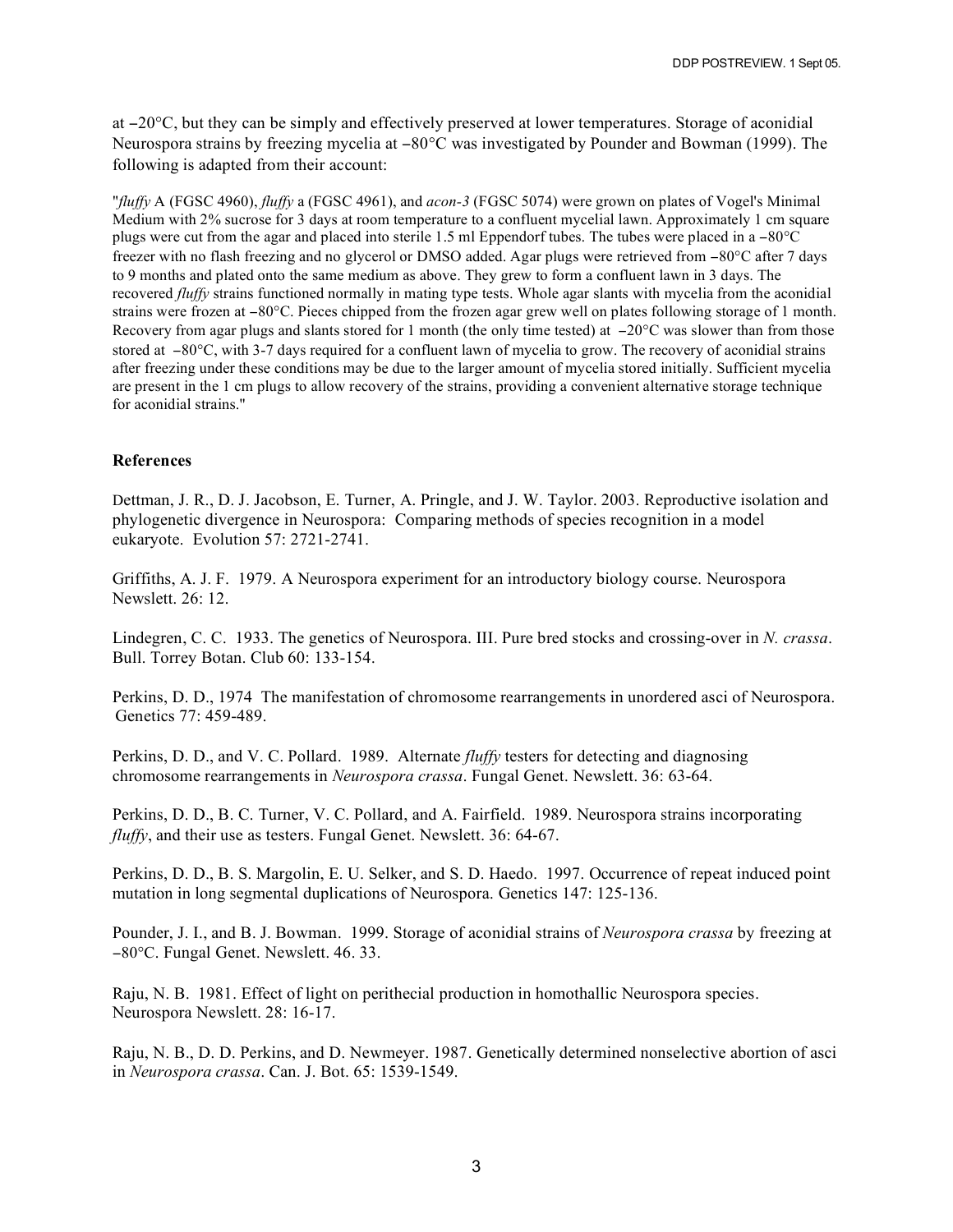at −20°C, but they can be simply and effectively preserved at lower temperatures. Storage of aconidial Neurospora strains by freezing mycelia at −80°C was investigated by Pounder and Bowman (1999). The following is adapted from their account:

"*fluffy* A (FGSC 4960), *fluffy* a (FGSC 4961), and *acon-3* (FGSC 5074) were grown on plates of Vogel's Minimal Medium with 2% sucrose for 3 days at room temperature to a confluent mycelial lawn. Approximately 1 cm square plugs were cut from the agar and placed into sterile 1.5 ml Eppendorf tubes. The tubes were placed in a −80°C freezer with no flash freezing and no glycerol or DMSO added. Agar plugs were retrieved from −80°C after 7 days to 9 months and plated onto the same medium as above. They grew to form a confluent lawn in 3 days. The recovered *fluffy* strains functioned normally in mating type tests. Whole agar slants with mycelia from the aconidial strains were frozen at −80°C. Pieces chipped from the frozen agar grew well on plates following storage of 1 month. Recovery from agar plugs and slants stored for 1 month (the only time tested) at −20°C was slower than from those stored at −80°C, with 3-7 days required for a confluent lawn of mycelia to grow. The recovery of aconidial strains after freezing under these conditions may be due to the larger amount of mycelia stored initially. Sufficient mycelia are present in the 1 cm plugs to allow recovery of the strains, providing a convenient alternative storage technique for aconidial strains."

**References**

Dettman, J. R., D. J. Jacobson, E. Turner, A. Pringle, and J. W. Taylor. 2003. Reproductive isolation and phylogenetic divergence in Neurospora: Comparing methods of species recognition in a model eukaryote. Evolution 57: 2721-2741.

Griffiths, A. J. F. 1979. A Neurospora experiment for an introductory biology course. Neurospora Newslett. 26: 12.

Lindegren, C. C. 1933. The genetics of Neurospora. III. Pure bred stocks and crossing-over in *N. crassa*. Bull. Torrey Botan. Club 60: 133-154.

Perkins, D. D., 1974 The manifestation of chromosome rearrangements in unordered asci of Neurospora. Genetics 77: 459-489.

Perkins, D. D., and V. C. Pollard. 1989. Alternate *fluffy* testers for detecting and diagnosing chromosome rearrangements in *Neurospora crassa*. Fungal Genet. Newslett. 36: 63-64.

Perkins, D. D., B. C. Turner, V. C. Pollard, and A. Fairfield. 1989. Neurospora strains incorporating *fluffy*, and their use as testers. Fungal Genet. Newslett. 36: 64-67.

Perkins, D. D., B. S. Margolin, E. U. Selker, and S. D. Haedo. 1997. Occurrence of repeat induced point mutation in long segmental duplications of Neurospora. Genetics 147: 125-136.

Pounder, J. I., and B. J. Bowman. 1999. Storage of aconidial strains of *Neurospora crassa* by freezing at −80°C. Fungal Genet. Newslett. 46. 33.

Raju, N. B. 1981. Effect of light on perithecial production in homothallic Neurospora species. Neurospora Newslett. 28: 16-17.

Raju, N. B., D. D. Perkins, and D. Newmeyer. 1987. Genetically determined nonselective abortion of asci in *Neurospora crassa*. Can. J. Bot. 65: 1539-1549.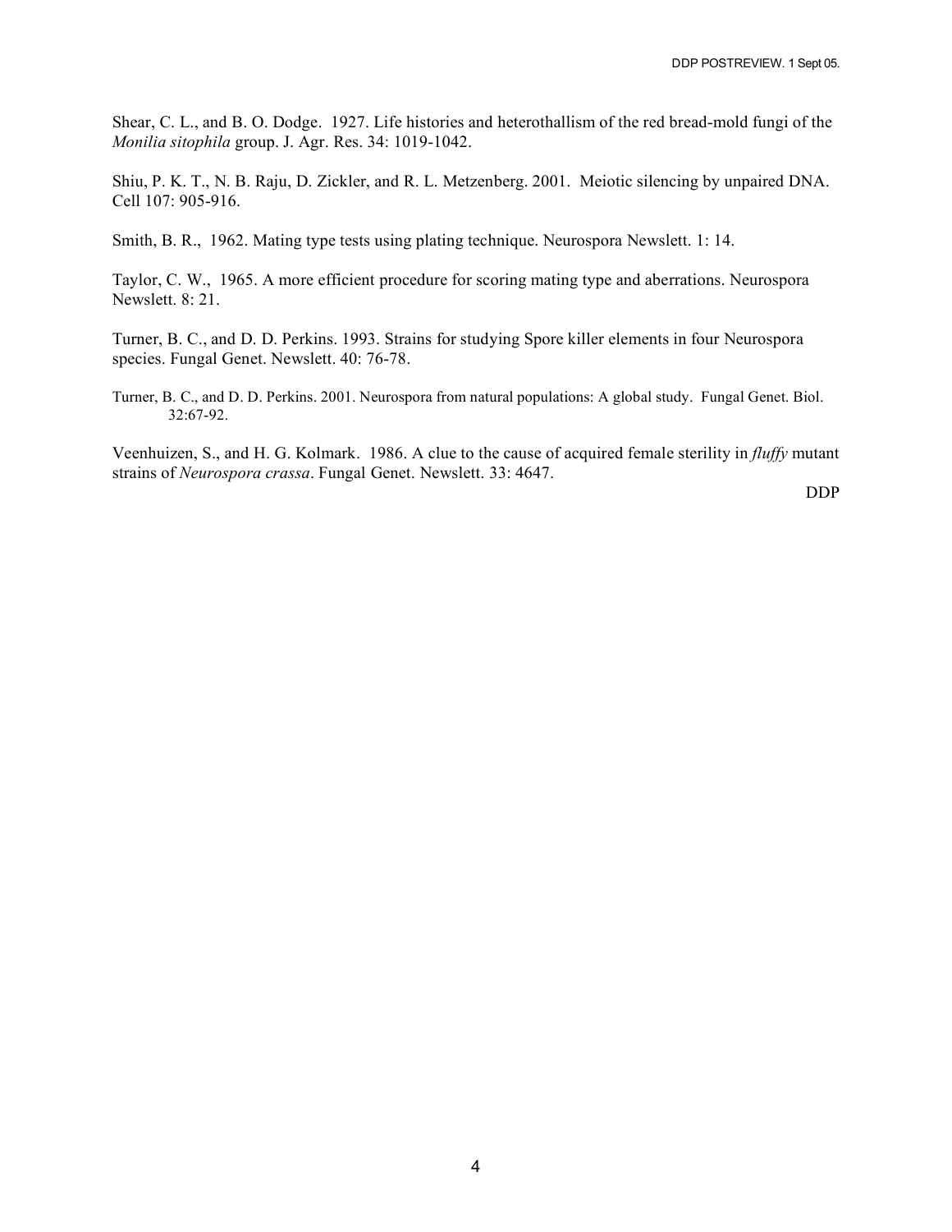Shear, C. L., and B. O. Dodge. 1927. Life histories and heterothallism of the red bread-mold fungi of the *Monilia sitophila* group. J. Agr. Res. 34: 1019-1042.

Shiu, P. K. T., N. B. Raju, D. Zickler, and R. L. Metzenberg. 2001. Meiotic silencing by unpaired DNA. Cell 107: 905-916.

Smith, B. R., 1962. Mating type tests using plating technique. Neurospora Newslett. 1: 14.

Taylor, C. W., 1965. A more efficient procedure for scoring mating type and aberrations. Neurospora Newslett. 8: 21.

Turner, B. C., and D. D. Perkins. 1993. Strains for studying Spore killer elements in four Neurospora species. Fungal Genet. Newslett. 40: 76-78.

Turner, B. C., and D. D. Perkins. 2001. Neurospora from natural populations: A global study. Fungal Genet. Biol. 32:67-92.

Veenhuizen, S., and H. G. Kolmark. 1986. A clue to the cause of acquired female sterility in *fluffy* mutant strains of *Neurospora crassa*. Fungal Genet. Newslett. 33: 4647.

DDP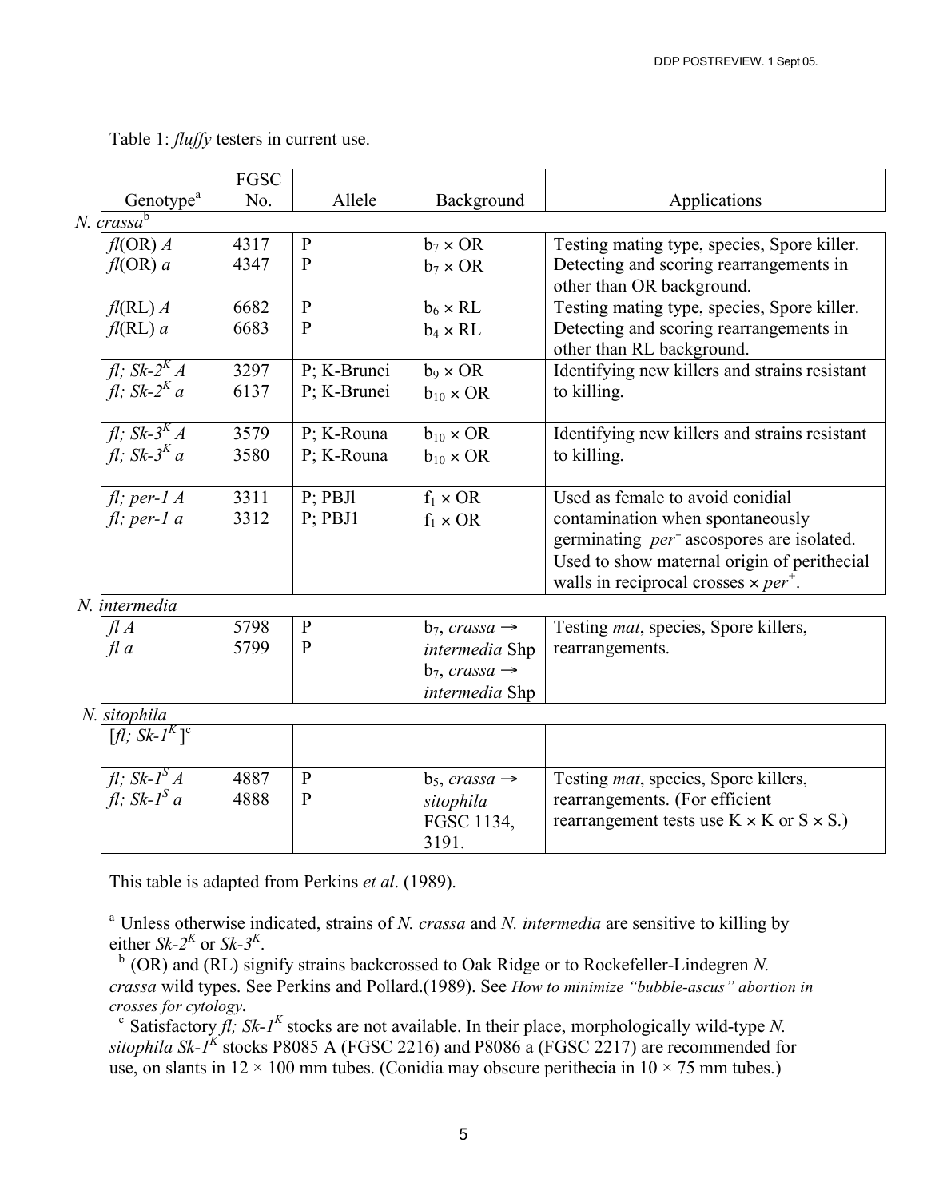Table 1: *fluffy* testers in current use.

| Genotype[a] | FGSC No. | Allele | Background | Applications |
|---|---|---|---|---|
| *N. crassa*[b] | | | | |
| *fl*(OR) *A*<br>*fl*(OR) *a* | 4317<br>4347 | P<br>P | $b_7$ × OR<br>$b_7$ × OR | Testing mating type, species, Spore killer. Detecting and scoring rearrangements in other than OR background. |
| *fl*(RL) *A*<br>*fl*(RL) *a* | 6682<br>6683 | P<br>P | $b_6$ × RL<br>$b_4$ × RL | Testing mating type, species, Spore killer. Detecting and scoring rearrangements in other than RL background. |
| *fl; Sk-2^K A*<br>*fl; Sk-2^K a* | 3297<br>6137 | P; K-Brunei<br>P; K-Brunei | $b_9$ × OR<br>$b_{10}$ × OR | Identifying new killers and strains resistant to killing. |
| *fl; Sk-3^K A*<br>*fl; Sk-3^K a* | 3579<br>3580 | P; K-Rouna<br>P; K-Rouna | $b_{10}$ × OR<br>$b_{10}$ × OR | Identifying new killers and strains resistant to killing. |
| *fl; per-1 A*<br>*fl; per-1 a* | 3311<br>3312 | P; PBJl<br>P; PBJ1 | $f_1$ × OR<br>$f_1$ × OR | Used as female to avoid conidial contamination when spontaneously germinating *per*⁻ ascospores are isolated. Used to show maternal origin of perithecial walls in reciprocal crosses × *per*⁺. |
| *N. intermedia* | | | | |
| *fl A*<br>*fl a* | 5798<br>5799 | P<br>P | $b_7$, *crassa* → *intermedia* Shp<br>$b_7$, *crassa* → *intermedia* Shp | Testing *mat*, species, Spore killers, rearrangements. |
| *N. sitophila* | | | | |
| [*fl; Sk-1^K*][c] | | | | |
| *fl; Sk-1^S A*<br>*fl; Sk-1^S a* | 4887<br>4888 | P<br>P | $b_5$, *crassa* → *sitophila* FGSC 1134, 3191. | Testing *mat*, species, Spore killers, rearrangements. (For efficient rearrangement tests use K × K or S × S.) |

This table is adapted from Perkins *et al*. (1989).

[a] Unless otherwise indicated, strains of *N. crassa* and *N. intermedia* are sensitive to killing by either *Sk-2^K* or *Sk-3^K*.

[b] (OR) and (RL) signify strains backcrossed to Oak Ridge or to Rockefeller-Lindegren *N. crassa* wild types. See Perkins and Pollard.(1989). See *How to minimize "bubble-ascus" abortion in crosses for cytology*.

[c] Satisfactory *fl; Sk-1^K* stocks are not available. In their place, morphologically wild-type *N. sitophila Sk-1^K* stocks P8085 A (FGSC 2216) and P8086 a (FGSC 2217) are recommended for use, on slants in 12 × 100 mm tubes. (Conidia may obscure perithecia in 10 × 75 mm tubes.)